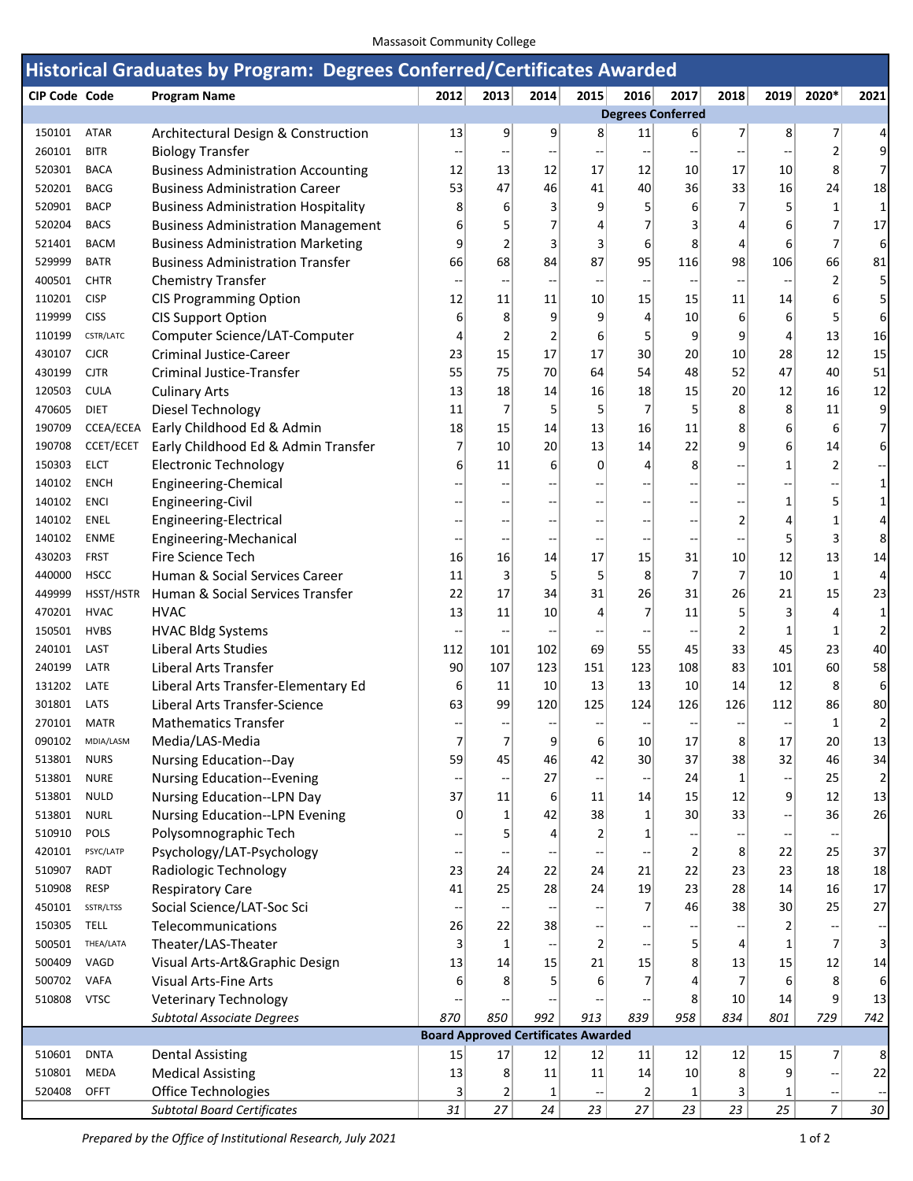Massasoit Community College

# Historical Graduates by Program: Degrees Conferred/Certificates Awarded

| CIP Code | Code | Program Name | 2012 | 2013 | 2014 | 2015 | 2016 | 2017 | 2018 | 2019 | 2020* | 2021 |
|---|---|---|---|---|---|---|---|---|---|---|---|---|
| | | **Degrees Conferred** | | | | | | | | | | |
| 150101 | ATAR | Architectural Design & Construction | 13 | 9 | 9 | 8 | 11 | 6 | 7 | 8 | 7 | 4 |
| 260101 | BITR | Biology Transfer | -- | -- | -- | -- | -- | -- | -- | -- | 2 | 9 |
| 520301 | BACA | Business Administration Accounting | 12 | 13 | 12 | 17 | 12 | 10 | 17 | 10 | 8 | 7 |
| 520201 | BACG | Business Administration Career | 53 | 47 | 46 | 41 | 40 | 36 | 33 | 16 | 24 | 18 |
| 520901 | BACP | Business Administration Hospitality | 8 | 6 | 3 | 9 | 5 | 6 | 7 | 5 | 1 | 1 |
| 520204 | BACS | Business Administration Management | 6 | 5 | 7 | 4 | 7 | 3 | 4 | 6 | 7 | 17 |
| 521401 | BACM | Business Administration Marketing | 9 | 2 | 3 | 3 | 6 | 8 | 4 | 6 | 7 | 6 |
| 529999 | BATR | Business Administration Transfer | 66 | 68 | 84 | 87 | 95 | 116 | 98 | 106 | 66 | 81 |
| 400501 | CHTR | Chemistry Transfer | -- | -- | -- | -- | -- | -- | -- | -- | 2 | 5 |
| 110201 | CISP | CIS Programming Option | 12 | 11 | 11 | 10 | 15 | 15 | 11 | 14 | 6 | 5 |
| 119999 | CISS | CIS Support Option | 6 | 8 | 9 | 9 | 4 | 10 | 6 | 6 | 5 | 6 |
| 110199 | CSTR/LATC | Computer Science/LAT-Computer | 4 | 2 | 2 | 6 | 5 | 9 | 9 | 4 | 13 | 16 |
| 430107 | CJCR | Criminal Justice-Career | 23 | 15 | 17 | 17 | 30 | 20 | 10 | 28 | 12 | 15 |
| 430199 | CJTR | Criminal Justice-Transfer | 55 | 75 | 70 | 64 | 54 | 48 | 52 | 47 | 40 | 51 |
| 120503 | CULA | Culinary Arts | 13 | 18 | 14 | 16 | 18 | 15 | 20 | 12 | 16 | 12 |
| 470605 | DIET | Diesel Technology | 11 | 7 | 5 | 5 | 7 | 5 | 8 | 8 | 11 | 9 |
| 190709 | CCEA/ECEA | Early Childhood Ed & Admin | 18 | 15 | 14 | 13 | 16 | 11 | 8 | 6 | 6 | 7 |
| 190708 | CCET/ECET | Early Childhood Ed & Admin Transfer | 7 | 10 | 20 | 13 | 14 | 22 | 9 | 6 | 14 | 6 |
| 150303 | ELCT | Electronic Technology | 6 | 11 | 6 | 0 | 4 | 8 | -- | 1 | 2 | -- |
| 140102 | ENCH | Engineering-Chemical | -- | -- | -- | -- | -- | -- | -- | -- | -- | 1 |
| 140102 | ENCI | Engineering-Civil | -- | -- | -- | -- | -- | -- | -- | 1 | 5 | 1 |
| 140102 | ENEL | Engineering-Electrical | -- | -- | -- | -- | -- | -- | 2 | 4 | 1 | 4 |
| 140102 | ENME | Engineering-Mechanical | -- | -- | -- | -- | -- | -- | -- | 5 | 3 | 8 |
| 430203 | FRST | Fire Science Tech | 16 | 16 | 14 | 17 | 15 | 31 | 10 | 12 | 13 | 14 |
| 440000 | HSCC | Human & Social Services Career | 11 | 3 | 5 | 5 | 8 | 7 | 7 | 10 | 1 | 4 |
| 449999 | HSST/HSTR | Human & Social Services Transfer | 22 | 17 | 34 | 31 | 26 | 31 | 26 | 21 | 15 | 23 |
| 470201 | HVAC | HVAC | 13 | 11 | 10 | 4 | 7 | 11 | 5 | 3 | 4 | 1 |
| 150501 | HVBS | HVAC Bldg Systems | -- | -- | -- | -- | -- | -- | 2 | 1 | 1 | 2 |
| 240101 | LAST | Liberal Arts Studies | 112 | 101 | 102 | 69 | 55 | 45 | 33 | 45 | 23 | 40 |
| 240199 | LATR | Liberal Arts Transfer | 90 | 107 | 123 | 151 | 123 | 108 | 83 | 101 | 60 | 58 |
| 131202 | LATE | Liberal Arts Transfer-Elementary Ed | 6 | 11 | 10 | 13 | 13 | 10 | 14 | 12 | 8 | 6 |
| 301801 | LATS | Liberal Arts Transfer-Science | 63 | 99 | 120 | 125 | 124 | 126 | 126 | 112 | 86 | 80 |
| 270101 | MATR | Mathematics Transfer | -- | -- | -- | -- | -- | -- | -- | -- | 1 | 2 |
| 090102 | MDIA/LASM | Media/LAS-Media | 7 | 7 | 9 | 6 | 10 | 17 | 8 | 17 | 20 | 13 |
| 513801 | NURS | Nursing Education--Day | 59 | 45 | 46 | 42 | 30 | 37 | 38 | 32 | 46 | 34 |
| 513801 | NURE | Nursing Education--Evening | -- | -- | 27 | -- | -- | 24 | 1 | -- | 25 | 2 |
| 513801 | NULD | Nursing Education--LPN Day | 37 | 11 | 6 | 11 | 14 | 15 | 12 | 9 | 12 | 13 |
| 513801 | NURL | Nursing Education--LPN Evening | 0 | 1 | 42 | 38 | 1 | 30 | 33 | -- | 36 | 26 |
| 510910 | POLS | Polysomnographic Tech | -- | 5 | 4 | 2 | 1 | -- | -- | -- | -- | |
| 420101 | PSYC/LATP | Psychology/LAT-Psychology | -- | -- | -- | -- | -- | 2 | 8 | 22 | 25 | 37 |
| 510907 | RADT | Radiologic Technology | 23 | 24 | 22 | 24 | 21 | 22 | 23 | 23 | 18 | 18 |
| 510908 | RESP | Respiratory Care | 41 | 25 | 28 | 24 | 19 | 23 | 28 | 14 | 16 | 17 |
| 450101 | SSTR/LTSS | Social Science/LAT-Soc Sci | -- | -- | -- | -- | 7 | 46 | 38 | 30 | 25 | 27 |
| 150305 | TELL | Telecommunications | 26 | 22 | 38 | -- | -- | -- | -- | 2 | -- | -- |
| 500501 | THEA/LATA | Theater/LAS-Theater | 3 | 1 | -- | 2 | -- | 5 | 4 | 1 | 7 | 3 |
| 500409 | VAGD | Visual Arts-Art&Graphic Design | 13 | 14 | 15 | 21 | 15 | 8 | 13 | 15 | 12 | 14 |
| 500702 | VAFA | Visual Arts-Fine Arts | 6 | 8 | 5 | 6 | 7 | 4 | 7 | 6 | 8 | 6 |
| 510808 | VTSC | Veterinary Technology | -- | -- | -- | -- | -- | 8 | 10 | 14 | 9 | 13 |
| | | *Subtotal Associate Degrees* | *870* | *850* | *992* | *913* | *839* | *958* | *834* | *801* | *729* | *742* |
| | | **Board Approved Certificates Awarded** | | | | | | | | | | |
| 510601 | DNTA | Dental Assisting | 15 | 17 | 12 | 12 | 11 | 12 | 12 | 15 | 7 | 8 |
| 510801 | MEDA | Medical Assisting | 13 | 8 | 11 | 11 | 14 | 10 | 8 | 9 | -- | 22 |
| 520408 | OFFT | Office Technologies | 3 | 2 | 1 | -- | 2 | 1 | 3 | 1 | -- | -- |
| | | *Subtotal Board Certificates* | *31* | *27* | *24* | *23* | *27* | *23* | *23* | *25* | *7* | *30* |

*Prepared by the Office of Institutional Research, July 2021*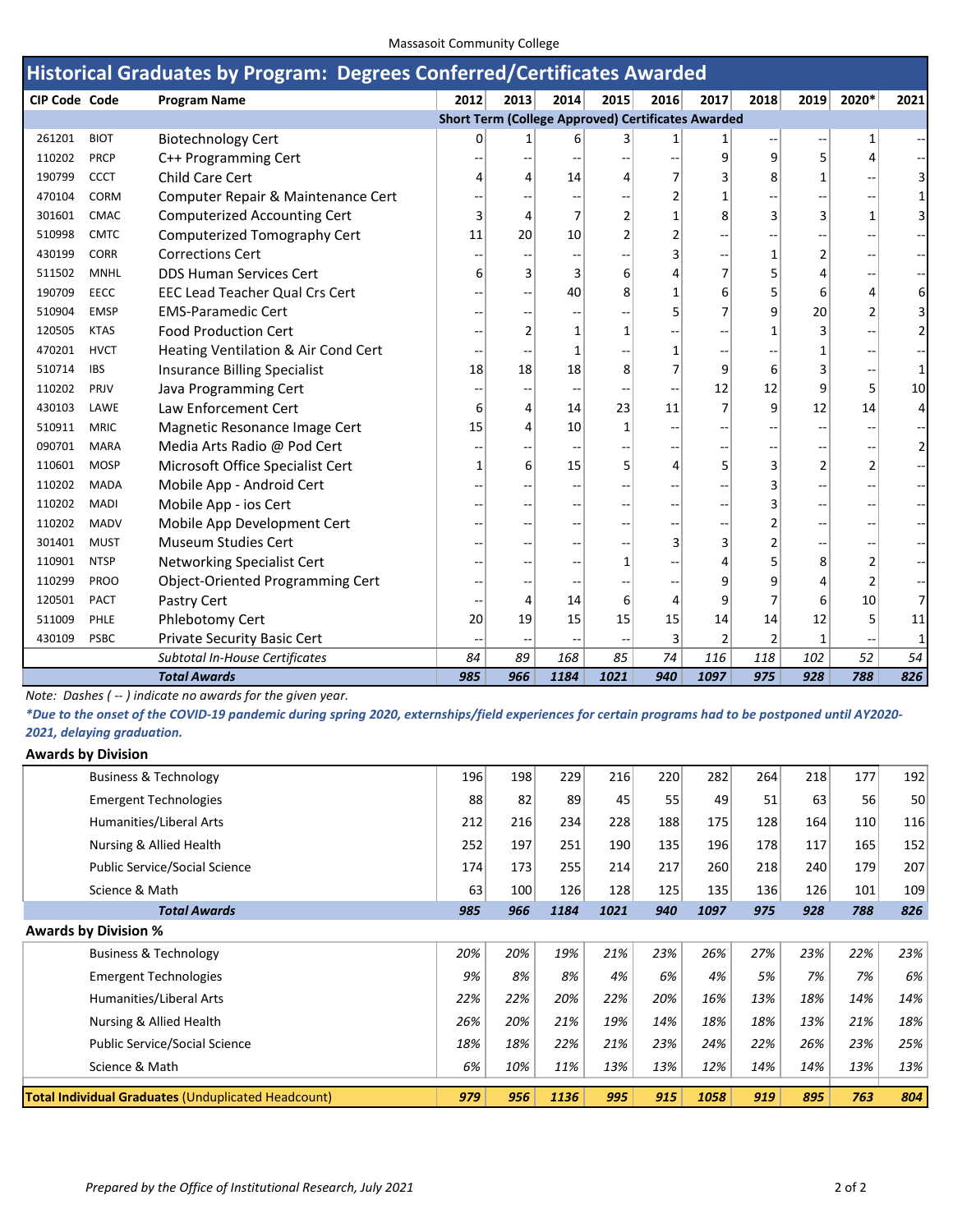Massasoit Community College

# Historical Graduates by Program: Degrees Conferred/Certificates Awarded

| CIP Code | Code | Program Name | 2012 | 2013 | 2014 | 2015 | 2016 | 2017 | 2018 | 2019 | 2020* | 2021 |
|---|---|---|---|---|---|---|---|---|---|---|---|---|
| | | **Short Term (College Approved) Certificates Awarded** | | | | | | | | | | |
| 261201 | BIOT | Biotechnology Cert | 0 | 1 | 6 | 3 | 1 | 1 | -- | -- | 1 | -- |
| 110202 | PRCP | C++ Programming Cert | -- | -- | -- | -- | -- | 9 | 9 | 5 | 4 | -- |
| 190799 | CCCT | Child Care Cert | 4 | 4 | 14 | 4 | 7 | 3 | 8 | 1 | -- | 3 |
| 470104 | CORM | Computer Repair & Maintenance Cert | -- | -- | -- | -- | 2 | 1 | -- | -- | -- | 1 |
| 301601 | CMAC | Computerized Accounting Cert | 3 | 4 | 7 | 2 | 1 | 8 | 3 | 3 | 1 | 3 |
| 510998 | CMTC | Computerized Tomography Cert | 11 | 20 | 10 | 2 | 2 | -- | -- | -- | -- | -- |
| 430199 | CORR | Corrections Cert | -- | -- | -- | -- | 3 | -- | 1 | 2 | -- | -- |
| 511502 | MNHL | DDS Human Services Cert | 6 | 3 | 3 | 6 | 4 | 7 | 5 | 4 | -- | -- |
| 190709 | EECC | EEC Lead Teacher Qual Crs Cert | -- | -- | 40 | 8 | 1 | 6 | 5 | 6 | 4 | 6 |
| 510904 | EMSP | EMS-Paramedic Cert | -- | -- | -- | -- | 5 | 7 | 9 | 20 | 2 | 3 |
| 120505 | KTAS | Food Production Cert | -- | 2 | 1 | 1 | -- | -- | 1 | 3 | -- | 2 |
| 470201 | HVCT | Heating Ventilation & Air Cond Cert | -- | -- | 1 | -- | 1 | -- | -- | 1 | -- | -- |
| 510714 | IBS | Insurance Billing Specialist | 18 | 18 | 18 | 8 | 7 | 9 | 6 | 3 | -- | 1 |
| 110202 | PRJV | Java Programming Cert | -- | -- | -- | -- | -- | 12 | 12 | 9 | 5 | 10 |
| 430103 | LAWE | Law Enforcement Cert | 6 | 4 | 14 | 23 | 11 | 7 | 9 | 12 | 14 | 4 |
| 510911 | MRIC | Magnetic Resonance Image Cert | 15 | 4 | 10 | 1 | -- | -- | -- | -- | -- | -- |
| 090701 | MARA | Media Arts Radio @ Pod Cert | -- | -- | -- | -- | -- | -- | -- | -- | -- | 2 |
| 110601 | MOSP | Microsoft Office Specialist Cert | 1 | 6 | 15 | 5 | 4 | 5 | 3 | 2 | 2 | -- |
| 110202 | MADA | Mobile App - Android Cert | -- | -- | -- | -- | -- | -- | 3 | -- | -- | -- |
| 110202 | MADI | Mobile App - ios Cert | -- | -- | -- | -- | -- | -- | 3 | -- | -- | -- |
| 110202 | MADV | Mobile App Development Cert | -- | -- | -- | -- | -- | -- | 2 | -- | -- | -- |
| 301401 | MUST | Museum Studies Cert | -- | -- | -- | -- | 3 | 3 | 2 | -- | -- | -- |
| 110901 | NTSP | Networking Specialist Cert | -- | -- | -- | 1 | -- | 4 | 5 | 8 | 2 | -- |
| 110299 | PROO | Object-Oriented Programming Cert | -- | -- | -- | -- | -- | 9 | 9 | 4 | 2 | -- |
| 120501 | PACT | Pastry Cert | -- | 4 | 14 | 6 | 4 | 9 | 7 | 6 | 10 | 7 |
| 511009 | PHLE | Phlebotomy Cert | 20 | 19 | 15 | 15 | 15 | 14 | 14 | 12 | 5 | 11 |
| 430109 | PSBC | Private Security Basic Cert | -- | -- | -- | -- | 3 | 2 | 2 | 1 | -- | 1 |
| | | *Subtotal In-House Certificates* | *84* | *89* | *168* | *85* | *74* | *116* | *118* | *102* | *52* | *54* |
| | | ***Total Awards*** | ***985*** | ***966*** | ***1184*** | ***1021*** | ***940*** | ***1097*** | ***975*** | ***928*** | ***788*** | ***826*** |

*Note: Dashes ( -- ) indicate no awards for the given year.*

***Due to the onset of the COVID-19 pandemic during spring 2020, externships/field experiences for certain programs had to be postponed until AY2020-2021, delaying graduation.***

**Awards by Division**

| Division | 2012 | 2013 | 2014 | 2015 | 2016 | 2017 | 2018 | 2019 | 2020* | 2021 |
|---|---|---|---|---|---|---|---|---|---|---|
| Business & Technology | 196 | 198 | 229 | 216 | 220 | 282 | 264 | 218 | 177 | 192 |
| Emergent Technologies | 88 | 82 | 89 | 45 | 55 | 49 | 51 | 63 | 56 | 50 |
| Humanities/Liberal Arts | 212 | 216 | 234 | 228 | 188 | 175 | 128 | 164 | 110 | 116 |
| Nursing & Allied Health | 252 | 197 | 251 | 190 | 135 | 196 | 178 | 117 | 165 | 152 |
| Public Service/Social Science | 174 | 173 | 255 | 214 | 217 | 260 | 218 | 240 | 179 | 207 |
| Science & Math | 63 | 100 | 126 | 128 | 125 | 135 | 136 | 126 | 101 | 109 |
| ***Total Awards*** | ***985*** | ***966*** | ***1184*** | ***1021*** | ***940*** | ***1097*** | ***975*** | ***928*** | ***788*** | ***826*** |

**Awards by Division %**

| Division | 2012 | 2013 | 2014 | 2015 | 2016 | 2017 | 2018 | 2019 | 2020* | 2021 |
|---|---|---|---|---|---|---|---|---|---|---|
| Business & Technology | *20%* | *20%* | *19%* | *21%* | *23%* | *26%* | *27%* | *23%* | *22%* | *23%* |
| Emergent Technologies | *9%* | *8%* | *8%* | *4%* | *6%* | *4%* | *5%* | *7%* | *7%* | *6%* |
| Humanities/Liberal Arts | *22%* | *22%* | *20%* | *22%* | *20%* | *16%* | *13%* | *18%* | *14%* | *14%* |
| Nursing & Allied Health | *26%* | *20%* | *21%* | *19%* | *14%* | *18%* | *18%* | *13%* | *21%* | *18%* |
| Public Service/Social Science | *18%* | *18%* | *22%* | *21%* | *23%* | *24%* | *22%* | *26%* | *23%* | *25%* |
| Science & Math | *6%* | *10%* | *11%* | *13%* | *13%* | *12%* | *14%* | *14%* | *13%* | *13%* |
| **Total Individual Graduates** (Unduplicated Headcount) | ***979*** | ***956*** | ***1136*** | ***995*** | ***915*** | ***1058*** | ***919*** | ***895*** | ***763*** | ***804*** |

*Prepared by the Office of Institutional Research, July 2021*